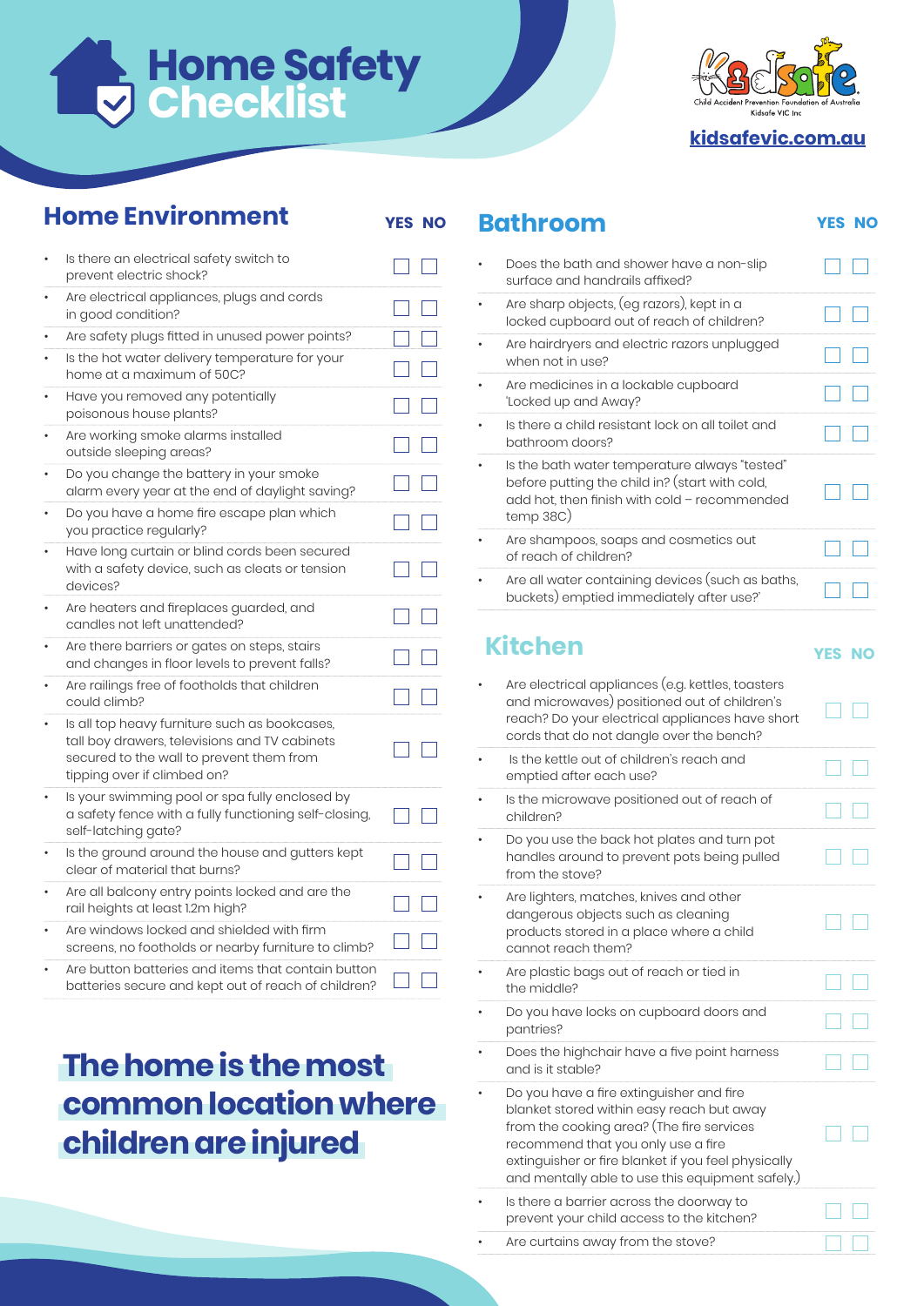# Home Safety Checklist

kidsafevic.com.au

## Home Environment

| Question | YES | NO |
|---|---|---|
| Is there an electrical safety switch to prevent electric shock? | ☐ | ☐ |
| Are electrical appliances, plugs and cords in good condition? | ☐ | ☐ |
| Are safety plugs fitted in unused power points? | ☐ | ☐ |
| Is the hot water delivery temperature for your home at a maximum of 50C? | ☐ | ☐ |
| Have you removed any potentially poisonous house plants? | ☐ | ☐ |
| Are working smoke alarms installed outside sleeping areas? | ☐ | ☐ |
| Do you change the battery in your smoke alarm every year at the end of daylight saving? | ☐ | ☐ |
| Do you have a home fire escape plan which you practice regularly? | ☐ | ☐ |
| Have long curtain or blind cords been secured with a safety device, such as cleats or tension devices? | ☐ | ☐ |
| Are heaters and fireplaces guarded, and candles not left unattended? | ☐ | ☐ |
| Are there barriers or gates on steps, stairs and changes in floor levels to prevent falls? | ☐ | ☐ |
| Are railings free of footholds that children could climb? | ☐ | ☐ |
| Is all top heavy furniture such as bookcases, tall boy drawers, televisions and TV cabinets secured to the wall to prevent them from tipping over if climbed on? | ☐ | ☐ |
| Is your swimming pool or spa fully enclosed by a safety fence with a fully functioning self-closing, self-latching gate? | ☐ | ☐ |
| Is the ground around the house and gutters kept clear of material that burns? | ☐ | ☐ |
| Are all balcony entry points locked and are the rail heights at least 1.2m high? | ☐ | ☐ |
| Are windows locked and shielded with firm screens, no footholds or nearby furniture to climb? | ☐ | ☐ |
| Are button batteries and items that contain button batteries secure and kept out of reach of children? | ☐ | ☐ |

**The home is the most common location where children are injured**

## Bathroom

| Question | YES | NO |
|---|---|---|
| Does the bath and shower have a non-slip surface and handrails affixed? | ☐ | ☐ |
| Are sharp objects, (eg razors), kept in a locked cupboard out of reach of children? | ☐ | ☐ |
| Are hairdryers and electric razors unplugged when not in use? | ☐ | ☐ |
| Are medicines in a lockable cupboard 'Locked up and Away? | ☐ | ☐ |
| Is there a child resistant lock on all toilet and bathroom doors? | ☐ | ☐ |
| Is the bath water temperature always "tested" before putting the child in? (start with cold, add hot, then finish with cold – recommended temp 38C) | ☐ | ☐ |
| Are shampoos, soaps and cosmetics out of reach of children? | ☐ | ☐ |
| Are all water containing devices (such as baths, buckets) emptied immediately after use?' | ☐ | ☐ |

## Kitchen

| Question | YES | NO |
|---|---|---|
| Are electrical appliances (e.g. kettles, toasters and microwaves) positioned out of children's reach? Do your electrical appliances have short cords that do not dangle over the bench? | ☐ | ☐ |
| Is the kettle out of children's reach and emptied after each use? | ☐ | ☐ |
| Is the microwave positioned out of reach of children? | ☐ | ☐ |
| Do you use the back hot plates and turn pot handles around to prevent pots being pulled from the stove? | ☐ | ☐ |
| Are lighters, matches, knives and other dangerous objects such as cleaning products stored in a place where a child cannot reach them? | ☐ | ☐ |
| Are plastic bags out of reach or tied in the middle? | ☐ | ☐ |
| Do you have locks on cupboard doors and pantries? | ☐ | ☐ |
| Does the highchair have a five point harness and is it stable? | ☐ | ☐ |
| Do you have a fire extinguisher and fire blanket stored within easy reach but away from the cooking area? (The fire services recommend that you only use a fire extinguisher or fire blanket if you feel physically and mentally able to use this equipment safely.) | ☐ | ☐ |
| Is there a barrier across the doorway to prevent your child access to the kitchen? | ☐ | ☐ |
| Are curtains away from the stove? | ☐ | ☐ |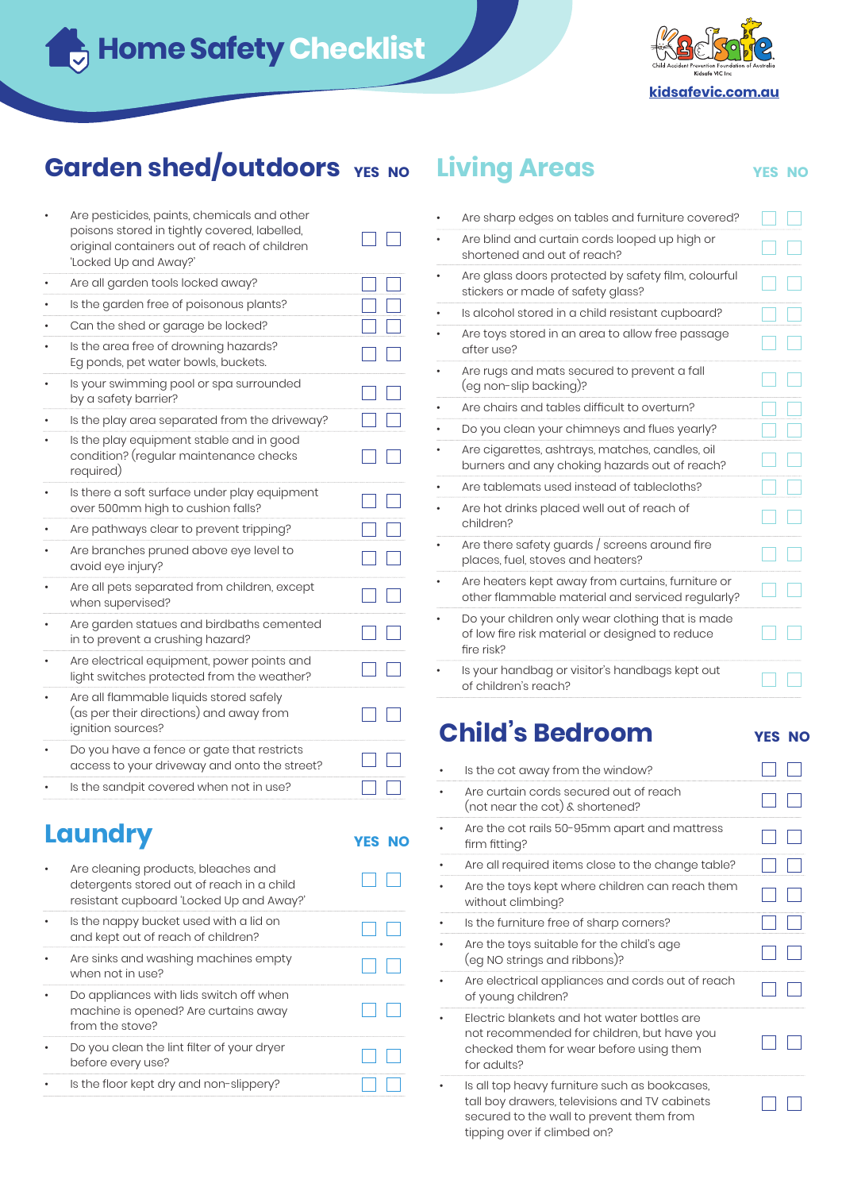# Home Safety Checklist

kidsafevic.com.au

## Garden shed/outdoors

| | YES | NO |
|---|---|---|
| Are pesticides, paints, chemicals and other poisons stored in tightly covered, labelled, original containers out of reach of children 'Locked Up and Away?' | ☐ | ☐ |
| Are all garden tools locked away? | ☐ | ☐ |
| Is the garden free of poisonous plants? | ☐ | ☐ |
| Can the shed or garage be locked? | ☐ | ☐ |
| Is the area free of drowning hazards? Eg ponds, pet water bowls, buckets. | ☐ | ☐ |
| Is your swimming pool or spa surrounded by a safety barrier? | ☐ | ☐ |
| Is the play area separated from the driveway? | ☐ | ☐ |
| Is the play equipment stable and in good condition? (regular maintenance checks required) | ☐ | ☐ |
| Is there a soft surface under play equipment over 500mm high to cushion falls? | ☐ | ☐ |
| Are pathways clear to prevent tripping? | ☐ | ☐ |
| Are branches pruned above eye level to avoid eye injury? | ☐ | ☐ |
| Are all pets separated from children, except when supervised? | ☐ | ☐ |
| Are garden statues and birdbaths cemented in to prevent a crushing hazard? | ☐ | ☐ |
| Are electrical equipment, power points and light switches protected from the weather? | ☐ | ☐ |
| Are all flammable liquids stored safely (as per their directions) and away from ignition sources? | ☐ | ☐ |
| Do you have a fence or gate that restricts access to your driveway and onto the street? | ☐ | ☐ |
| Is the sandpit covered when not in use? | ☐ | ☐ |

## Laundry

| | YES | NO |
|---|---|---|
| Are cleaning products, bleaches and detergents stored out of reach in a child resistant cupboard 'Locked Up and Away?' | ☐ | ☐ |
| Is the nappy bucket used with a lid on and kept out of reach of children? | ☐ | ☐ |
| Are sinks and washing machines empty when not in use? | ☐ | ☐ |
| Do appliances with lids switch off when machine is opened? Are curtains away from the stove? | ☐ | ☐ |
| Do you clean the lint filter of your dryer before every use? | ☐ | ☐ |
| Is the floor kept dry and non-slippery? | ☐ | ☐ |

## Living Areas

| | YES | NO |
|---|---|---|
| Are sharp edges on tables and furniture covered? | ☐ | ☐ |
| Are blind and curtain cords looped up high or shortened and out of reach? | ☐ | ☐ |
| Are glass doors protected by safety film, colourful stickers or made of safety glass? | ☐ | ☐ |
| Is alcohol stored in a child resistant cupboard? | ☐ | ☐ |
| Are toys stored in an area to allow free passage after use? | ☐ | ☐ |
| Are rugs and mats secured to prevent a fall (eg non-slip backing)? | ☐ | ☐ |
| Are chairs and tables difficult to overturn? | ☐ | ☐ |
| Do you clean your chimneys and flues yearly? | ☐ | ☐ |
| Are cigarettes, ashtrays, matches, candles, oil burners and any choking hazards out of reach? | ☐ | ☐ |
| Are tablemats used instead of tablecloths? | ☐ | ☐ |
| Are hot drinks placed well out of reach of children? | ☐ | ☐ |
| Are there safety guards / screens around fire places, fuel, stoves and heaters? | ☐ | ☐ |
| Are heaters kept away from curtains, furniture or other flammable material and serviced regularly? | ☐ | ☐ |
| Do your children only wear clothing that is made of low fire risk material or designed to reduce fire risk? | ☐ | ☐ |
| Is your handbag or visitor's handbags kept out of children's reach? | ☐ | ☐ |

## Child's Bedroom

| | YES | NO |
|---|---|---|
| Is the cot away from the window? | ☐ | ☐ |
| Are curtain cords secured out of reach (not near the cot) & shortened? | ☐ | ☐ |
| Are the cot rails 50-95mm apart and mattress firm fitting? | ☐ | ☐ |
| Are all required items close to the change table? | ☐ | ☐ |
| Are the toys kept where children can reach them without climbing? | ☐ | ☐ |
| Is the furniture free of sharp corners? | ☐ | ☐ |
| Are the toys suitable for the child's age (eg NO strings and ribbons)? | ☐ | ☐ |
| Are electrical appliances and cords out of reach of young children? | ☐ | ☐ |
| Electric blankets and hot water bottles are not recommended for children, but have you checked them for wear before using them for adults? | ☐ | ☐ |
| Is all top heavy furniture such as bookcases, tall boy drawers, televisions and TV cabinets secured to the wall to prevent them from tipping over if climbed on? | ☐ | ☐ |